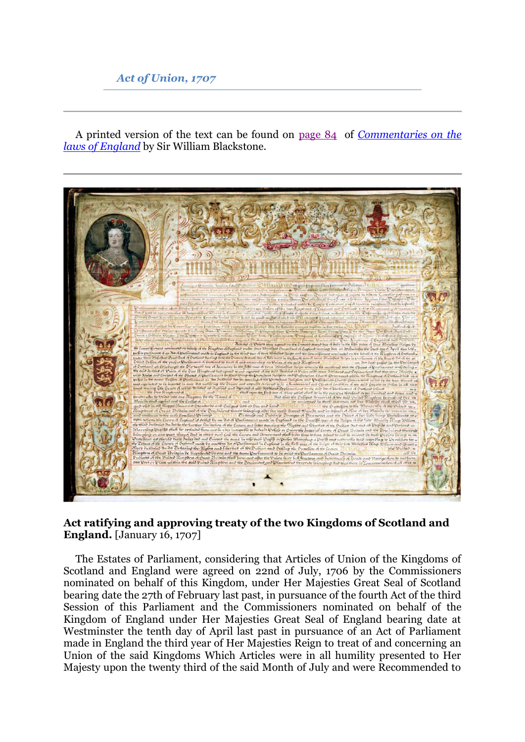*Act of Union, 1707*

A printed version of the text can be found on page 84 of *Commentaries on the laws of England* by Sir William Blackstone.

**Act ratifying and approving treaty of the two Kingdoms of Scotland and England.** [January 16, 1707]

The Estates of Parliament, considering that Articles of Union of the Kingdoms of Scotland and England were agreed on 22nd of July, 1706 by the Commissioners nominated on behalf of this Kingdom, under Her Majesties Great Seal of Scotland bearing date the 27th of February last past, in pursuance of the fourth Act of the third Session of this Parliament and the Commissioners nominated on behalf of the Kingdom of England under Her Majesties Great Seal of England bearing date at Westminster the tenth day of April last past in pursuance of an Act of Parliament made in England the third year of Her Majesties Reign to treat of and concerning an Union of the said Kingdoms Which Articles were in all humility presented to Her Majesty upon the twenty third of the said Month of July and were Recommended to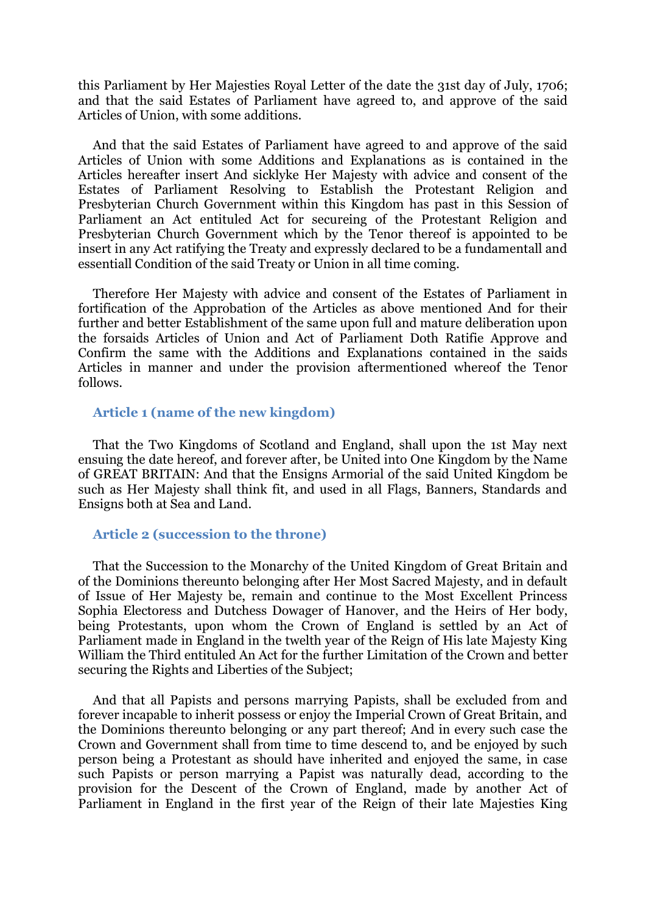this Parliament by Her Majesties Royal Letter of the date the 31st day of July, 1706; and that the said Estates of Parliament have agreed to, and approve of the said Articles of Union, with some additions.

And that the said Estates of Parliament have agreed to and approve of the said Articles of Union with some Additions and Explanations as is contained in the Articles hereafter insert And sicklyke Her Majesty with advice and consent of the Estates of Parliament Resolving to Establish the Protestant Religion and Presbyterian Church Government within this Kingdom has past in this Session of Parliament an Act entituled Act for secureing of the Protestant Religion and Presbyterian Church Government which by the Tenor thereof is appointed to be insert in any Act ratifying the Treaty and expressly declared to be a fundamentall and essentiall Condition of the said Treaty or Union in all time coming.

Therefore Her Majesty with advice and consent of the Estates of Parliament in fortification of the Approbation of the Articles as above mentioned And for their further and better Establishment of the same upon full and mature deliberation upon the forsaids Articles of Union and Act of Parliament Doth Ratifie Approve and Confirm the same with the Additions and Explanations contained in the saids Articles in manner and under the provision aftermentioned whereof the Tenor follows.

### Article 1 (name of the new kingdom)

That the Two Kingdoms of Scotland and England, shall upon the 1st May next ensuing the date hereof, and forever after, be United into One Kingdom by the Name of GREAT BRITAIN: And that the Ensigns Armorial of the said United Kingdom be such as Her Majesty shall think fit, and used in all Flags, Banners, Standards and Ensigns both at Sea and Land.

### Article 2 (succession to the throne)

That the Succession to the Monarchy of the United Kingdom of Great Britain and of the Dominions thereunto belonging after Her Most Sacred Majesty, and in default of Issue of Her Majesty be, remain and continue to the Most Excellent Princess Sophia Electoress and Dutchess Dowager of Hanover, and the Heirs of Her body, being Protestants, upon whom the Crown of England is settled by an Act of Parliament made in England in the twelth year of the Reign of His late Majesty King William the Third entituled An Act for the further Limitation of the Crown and better securing the Rights and Liberties of the Subject;

And that all Papists and persons marrying Papists, shall be excluded from and forever incapable to inherit possess or enjoy the Imperial Crown of Great Britain, and the Dominions thereunto belonging or any part thereof; And in every such case the Crown and Government shall from time to time descend to, and be enjoyed by such person being a Protestant as should have inherited and enjoyed the same, in case such Papists or person marrying a Papist was naturally dead, according to the provision for the Descent of the Crown of England, made by another Act of Parliament in England in the first year of the Reign of their late Majesties King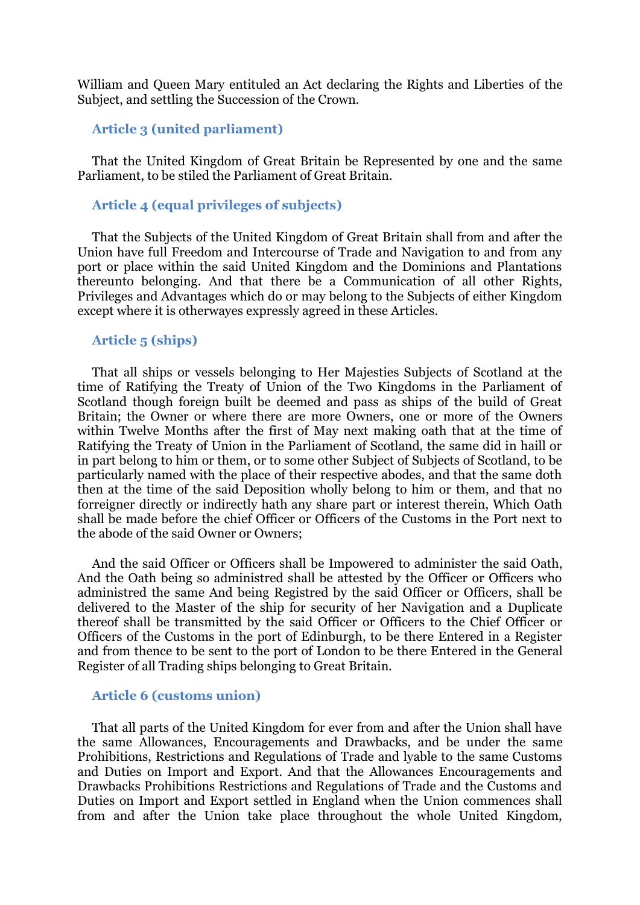William and Queen Mary entituled an Act declaring the Rights and Liberties of the Subject, and settling the Succession of the Crown.

### Article 3 (united parliament)

That the United Kingdom of Great Britain be Represented by one and the same Parliament, to be stiled the Parliament of Great Britain.

### Article 4 (equal privileges of subjects)

That the Subjects of the United Kingdom of Great Britain shall from and after the Union have full Freedom and Intercourse of Trade and Navigation to and from any port or place within the said United Kingdom and the Dominions and Plantations thereunto belonging. And that there be a Communication of all other Rights, Privileges and Advantages which do or may belong to the Subjects of either Kingdom except where it is otherwayes expressly agreed in these Articles.

### Article 5 (ships)

That all ships or vessels belonging to Her Majesties Subjects of Scotland at the time of Ratifying the Treaty of Union of the Two Kingdoms in the Parliament of Scotland though foreign built be deemed and pass as ships of the build of Great Britain; the Owner or where there are more Owners, one or more of the Owners within Twelve Months after the first of May next making oath that at the time of Ratifying the Treaty of Union in the Parliament of Scotland, the same did in haill or in part belong to him or them, or to some other Subject of Subjects of Scotland, to be particularly named with the place of their respective abodes, and that the same doth then at the time of the said Deposition wholly belong to him or them, and that no forreigner directly or indirectly hath any share part or interest therein, Which Oath shall be made before the chief Officer or Officers of the Customs in the Port next to the abode of the said Owner or Owners;

And the said Officer or Officers shall be Impowered to administer the said Oath, And the Oath being so administred shall be attested by the Officer or Officers who administred the same And being Registred by the said Officer or Officers, shall be delivered to the Master of the ship for security of her Navigation and a Duplicate thereof shall be transmitted by the said Officer or Officers to the Chief Officer or Officers of the Customs in the port of Edinburgh, to be there Entered in a Register and from thence to be sent to the port of London to be there Entered in the General Register of all Trading ships belonging to Great Britain.

### Article 6 (customs union)

That all parts of the United Kingdom for ever from and after the Union shall have the same Allowances, Encouragements and Drawbacks, and be under the same Prohibitions, Restrictions and Regulations of Trade and lyable to the same Customs and Duties on Import and Export. And that the Allowances Encouragements and Drawbacks Prohibitions Restrictions and Regulations of Trade and the Customs and Duties on Import and Export settled in England when the Union commences shall from and after the Union take place throughout the whole United Kingdom,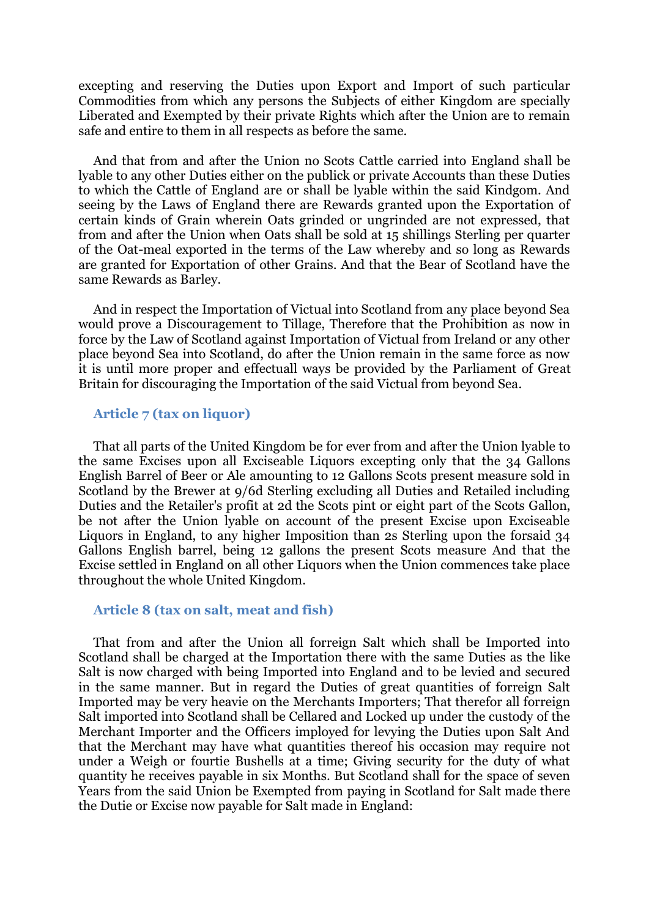excepting and reserving the Duties upon Export and Import of such particular Commodities from which any persons the Subjects of either Kingdom are specially Liberated and Exempted by their private Rights which after the Union are to remain safe and entire to them in all respects as before the same.

And that from and after the Union no Scots Cattle carried into England shall be lyable to any other Duties either on the publick or private Accounts than these Duties to which the Cattle of England are or shall be lyable within the said Kindgom. And seeing by the Laws of England there are Rewards granted upon the Exportation of certain kinds of Grain wherein Oats grinded or ungrinded are not expressed, that from and after the Union when Oats shall be sold at 15 shillings Sterling per quarter of the Oat-meal exported in the terms of the Law whereby and so long as Rewards are granted for Exportation of other Grains. And that the Bear of Scotland have the same Rewards as Barley.

And in respect the Importation of Victual into Scotland from any place beyond Sea would prove a Discouragement to Tillage, Therefore that the Prohibition as now in force by the Law of Scotland against Importation of Victual from Ireland or any other place beyond Sea into Scotland, do after the Union remain in the same force as now it is until more proper and effectuall ways be provided by the Parliament of Great Britain for discouraging the Importation of the said Victual from beyond Sea.

### Article 7 (tax on liquor)

That all parts of the United Kingdom be for ever from and after the Union lyable to the same Excises upon all Exciseable Liquors excepting only that the 34 Gallons English Barrel of Beer or Ale amounting to 12 Gallons Scots present measure sold in Scotland by the Brewer at 9/6d Sterling excluding all Duties and Retailed including Duties and the Retailer's profit at 2d the Scots pint or eight part of the Scots Gallon, be not after the Union lyable on account of the present Excise upon Exciseable Liquors in England, to any higher Imposition than 2s Sterling upon the forsaid 34 Gallons English barrel, being 12 gallons the present Scots measure And that the Excise settled in England on all other Liquors when the Union commences take place throughout the whole United Kingdom.

### Article 8 (tax on salt, meat and fish)

That from and after the Union all forreign Salt which shall be Imported into Scotland shall be charged at the Importation there with the same Duties as the like Salt is now charged with being Imported into England and to be levied and secured in the same manner. But in regard the Duties of great quantities of forreign Salt Imported may be very heavie on the Merchants Importers; That therefor all forreign Salt imported into Scotland shall be Cellared and Locked up under the custody of the Merchant Importer and the Officers imployed for levying the Duties upon Salt And that the Merchant may have what quantities thereof his occasion may require not under a Weigh or fourtie Bushells at a time; Giving security for the duty of what quantity he receives payable in six Months. But Scotland shall for the space of seven Years from the said Union be Exempted from paying in Scotland for Salt made there the Dutie or Excise now payable for Salt made in England: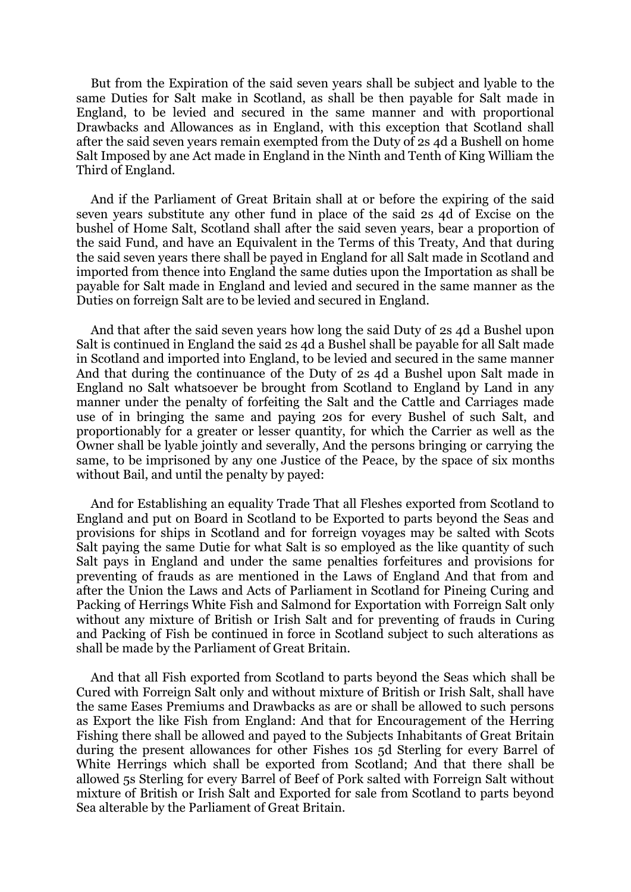But from the Expiration of the said seven years shall be subject and lyable to the same Duties for Salt make in Scotland, as shall be then payable for Salt made in England, to be levied and secured in the same manner and with proportional Drawbacks and Allowances as in England, with this exception that Scotland shall after the said seven years remain exempted from the Duty of 2s 4d a Bushell on home Salt Imposed by ane Act made in England in the Ninth and Tenth of King William the Third of England.

And if the Parliament of Great Britain shall at or before the expiring of the said seven years substitute any other fund in place of the said 2s 4d of Excise on the bushel of Home Salt, Scotland shall after the said seven years, bear a proportion of the said Fund, and have an Equivalent in the Terms of this Treaty, And that during the said seven years there shall be payed in England for all Salt made in Scotland and imported from thence into England the same duties upon the Importation as shall be payable for Salt made in England and levied and secured in the same manner as the Duties on forreign Salt are to be levied and secured in England.

And that after the said seven years how long the said Duty of 2s 4d a Bushel upon Salt is continued in England the said 2s 4d a Bushel shall be payable for all Salt made in Scotland and imported into England, to be levied and secured in the same manner And that during the continuance of the Duty of 2s 4d a Bushel upon Salt made in England no Salt whatsoever be brought from Scotland to England by Land in any manner under the penalty of forfeiting the Salt and the Cattle and Carriages made use of in bringing the same and paying 20s for every Bushel of such Salt, and proportionably for a greater or lesser quantity, for which the Carrier as well as the Owner shall be lyable jointly and severally, And the persons bringing or carrying the same, to be imprisoned by any one Justice of the Peace, by the space of six months without Bail, and until the penalty by payed:

And for Establishing an equality Trade That all Fleshes exported from Scotland to England and put on Board in Scotland to be Exported to parts beyond the Seas and provisions for ships in Scotland and for forreign voyages may be salted with Scots Salt paying the same Dutie for what Salt is so employed as the like quantity of such Salt pays in England and under the same penalties forfeitures and provisions for preventing of frauds as are mentioned in the Laws of England And that from and after the Union the Laws and Acts of Parliament in Scotland for Pineing Curing and Packing of Herrings White Fish and Salmond for Exportation with Forreign Salt only without any mixture of British or Irish Salt and for preventing of frauds in Curing and Packing of Fish be continued in force in Scotland subject to such alterations as shall be made by the Parliament of Great Britain.

And that all Fish exported from Scotland to parts beyond the Seas which shall be Cured with Forreign Salt only and without mixture of British or Irish Salt, shall have the same Eases Premiums and Drawbacks as are or shall be allowed to such persons as Export the like Fish from England: And that for Encouragement of the Herring Fishing there shall be allowed and payed to the Subjects Inhabitants of Great Britain during the present allowances for other Fishes 10s 5d Sterling for every Barrel of White Herrings which shall be exported from Scotland; And that there shall be allowed 5s Sterling for every Barrel of Beef of Pork salted with Forreign Salt without mixture of British or Irish Salt and Exported for sale from Scotland to parts beyond Sea alterable by the Parliament of Great Britain.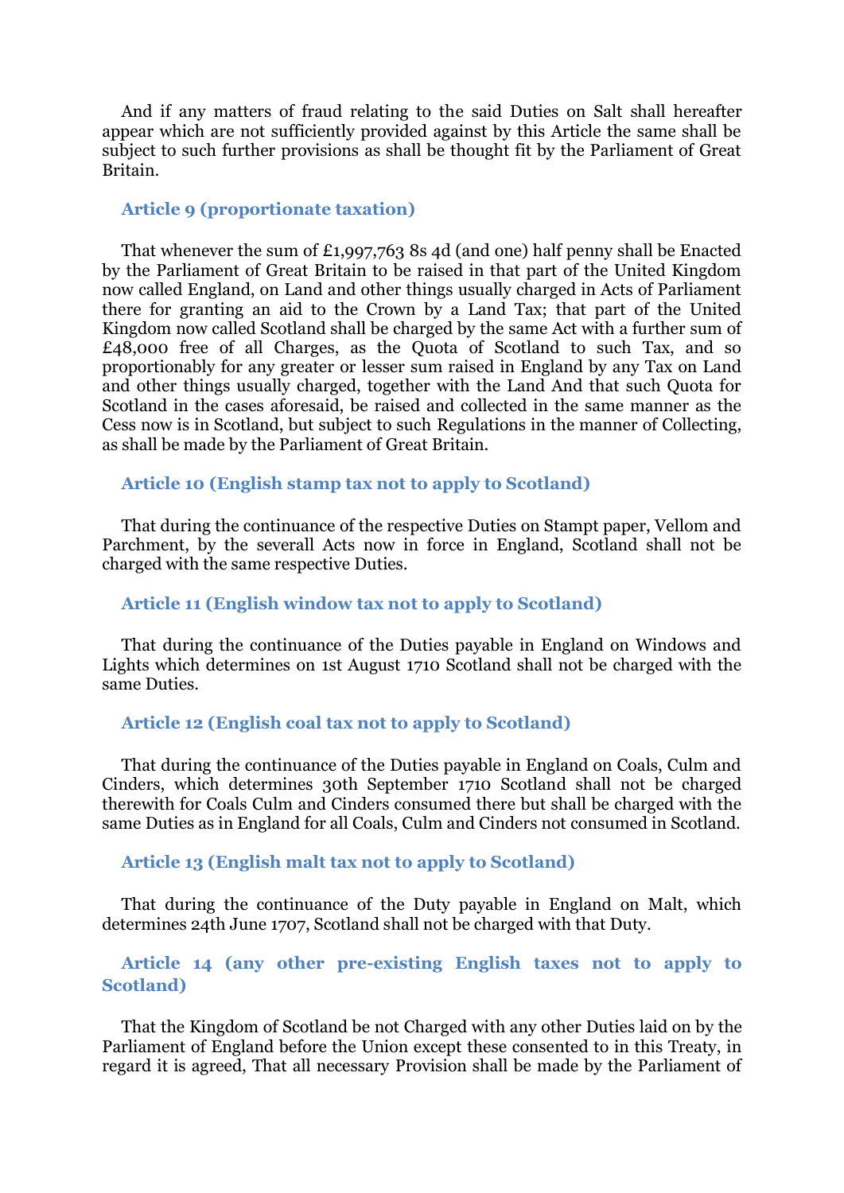And if any matters of fraud relating to the said Duties on Salt shall hereafter appear which are not sufficiently provided against by this Article the same shall be subject to such further provisions as shall be thought fit by the Parliament of Great Britain.

### Article 9 (proportionate taxation)

That whenever the sum of £1,997,763 8s 4d (and one) half penny shall be Enacted by the Parliament of Great Britain to be raised in that part of the United Kingdom now called England, on Land and other things usually charged in Acts of Parliament there for granting an aid to the Crown by a Land Tax; that part of the United Kingdom now called Scotland shall be charged by the same Act with a further sum of £48,000 free of all Charges, as the Quota of Scotland to such Tax, and so proportionably for any greater or lesser sum raised in England by any Tax on Land and other things usually charged, together with the Land And that such Quota for Scotland in the cases aforesaid, be raised and collected in the same manner as the Cess now is in Scotland, but subject to such Regulations in the manner of Collecting, as shall be made by the Parliament of Great Britain.

### Article 10 (English stamp tax not to apply to Scotland)

That during the continuance of the respective Duties on Stampt paper, Vellom and Parchment, by the severall Acts now in force in England, Scotland shall not be charged with the same respective Duties.

### Article 11 (English window tax not to apply to Scotland)

That during the continuance of the Duties payable in England on Windows and Lights which determines on 1st August 1710 Scotland shall not be charged with the same Duties.

### Article 12 (English coal tax not to apply to Scotland)

That during the continuance of the Duties payable in England on Coals, Culm and Cinders, which determines 30th September 1710 Scotland shall not be charged therewith for Coals Culm and Cinders consumed there but shall be charged with the same Duties as in England for all Coals, Culm and Cinders not consumed in Scotland.

### Article 13 (English malt tax not to apply to Scotland)

That during the continuance of the Duty payable in England on Malt, which determines 24th June 1707, Scotland shall not be charged with that Duty.

### Article 14 (any other pre-existing English taxes not to apply to Scotland)

That the Kingdom of Scotland be not Charged with any other Duties laid on by the Parliament of England before the Union except these consented to in this Treaty, in regard it is agreed, That all necessary Provision shall be made by the Parliament of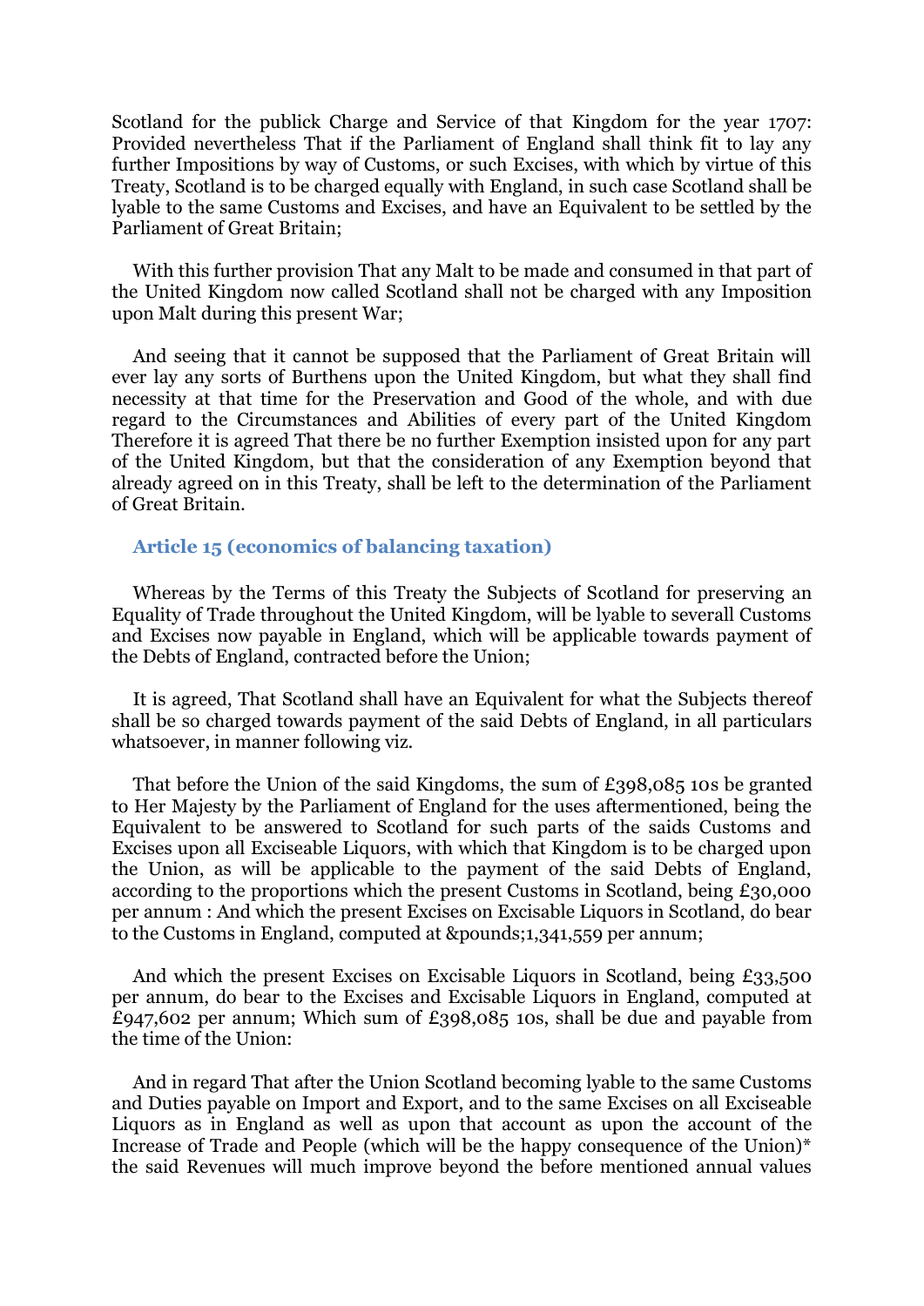Scotland for the publick Charge and Service of that Kingdom for the year 1707: Provided nevertheless That if the Parliament of England shall think fit to lay any further Impositions by way of Customs, or such Excises, with which by virtue of this Treaty, Scotland is to be charged equally with England, in such case Scotland shall be lyable to the same Customs and Excises, and have an Equivalent to be settled by the Parliament of Great Britain;

With this further provision That any Malt to be made and consumed in that part of the United Kingdom now called Scotland shall not be charged with any Imposition upon Malt during this present War;

And seeing that it cannot be supposed that the Parliament of Great Britain will ever lay any sorts of Burthens upon the United Kingdom, but what they shall find necessity at that time for the Preservation and Good of the whole, and with due regard to the Circumstances and Abilities of every part of the United Kingdom Therefore it is agreed That there be no further Exemption insisted upon for any part of the United Kingdom, but that the consideration of any Exemption beyond that already agreed on in this Treaty, shall be left to the determination of the Parliament of Great Britain.

### Article 15 (economics of balancing taxation)

Whereas by the Terms of this Treaty the Subjects of Scotland for preserving an Equality of Trade throughout the United Kingdom, will be lyable to severall Customs and Excises now payable in England, which will be applicable towards payment of the Debts of England, contracted before the Union;

It is agreed, That Scotland shall have an Equivalent for what the Subjects thereof shall be so charged towards payment of the said Debts of England, in all particulars whatsoever, in manner following viz.

That before the Union of the said Kingdoms, the sum of £398,085 10s be granted to Her Majesty by the Parliament of England for the uses aftermentioned, being the Equivalent to be answered to Scotland for such parts of the saids Customs and Excises upon all Exciseable Liquors, with which that Kingdom is to be charged upon the Union, as will be applicable to the payment of the said Debts of England, according to the proportions which the present Customs in Scotland, being £30,000 per annum : And which the present Excises on Excisable Liquors in Scotland, do bear to the Customs in England, computed at &pounds;1,341,559 per annum;

And which the present Excises on Excisable Liquors in Scotland, being £33,500 per annum, do bear to the Excises and Excisable Liquors in England, computed at £947,602 per annum; Which sum of £398,085 10s, shall be due and payable from the time of the Union:

And in regard That after the Union Scotland becoming lyable to the same Customs and Duties payable on Import and Export, and to the same Excises on all Exciseable Liquors as in England as well as upon that account as upon the account of the Increase of Trade and People (which will be the happy consequence of the Union)* the said Revenues will much improve beyond the before mentioned annual values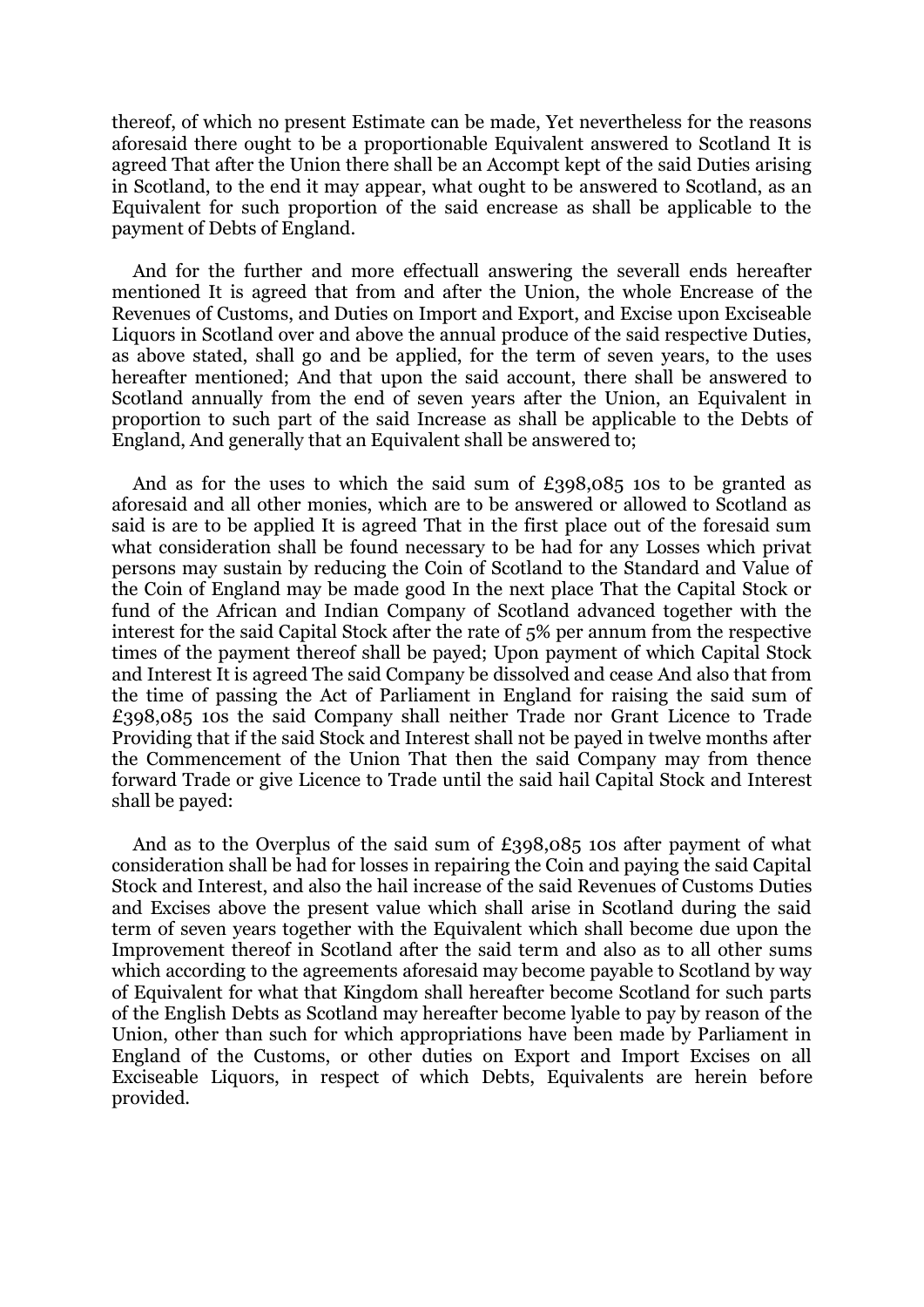thereof, of which no present Estimate can be made, Yet nevertheless for the reasons aforesaid there ought to be a proportionable Equivalent answered to Scotland It is agreed That after the Union there shall be an Accompt kept of the said Duties arising in Scotland, to the end it may appear, what ought to be answered to Scotland, as an Equivalent for such proportion of the said encrease as shall be applicable to the payment of Debts of England.

And for the further and more effectuall answering the severall ends hereafter mentioned It is agreed that from and after the Union, the whole Encrease of the Revenues of Customs, and Duties on Import and Export, and Excise upon Exciseable Liquors in Scotland over and above the annual produce of the said respective Duties, as above stated, shall go and be applied, for the term of seven years, to the uses hereafter mentioned; And that upon the said account, there shall be answered to Scotland annually from the end of seven years after the Union, an Equivalent in proportion to such part of the said Increase as shall be applicable to the Debts of England, And generally that an Equivalent shall be answered to;

And as for the uses to which the said sum of £398,085 10s to be granted as aforesaid and all other monies, which are to be answered or allowed to Scotland as said is are to be applied It is agreed That in the first place out of the foresaid sum what consideration shall be found necessary to be had for any Losses which privat persons may sustain by reducing the Coin of Scotland to the Standard and Value of the Coin of England may be made good In the next place That the Capital Stock or fund of the African and Indian Company of Scotland advanced together with the interest for the said Capital Stock after the rate of 5% per annum from the respective times of the payment thereof shall be payed; Upon payment of which Capital Stock and Interest It is agreed The said Company be dissolved and cease And also that from the time of passing the Act of Parliament in England for raising the said sum of £398,085 10s the said Company shall neither Trade nor Grant Licence to Trade Providing that if the said Stock and Interest shall not be payed in twelve months after the Commencement of the Union That then the said Company may from thence forward Trade or give Licence to Trade until the said hail Capital Stock and Interest shall be payed:

And as to the Overplus of the said sum of £398,085 10s after payment of what consideration shall be had for losses in repairing the Coin and paying the said Capital Stock and Interest, and also the hail increase of the said Revenues of Customs Duties and Excises above the present value which shall arise in Scotland during the said term of seven years together with the Equivalent which shall become due upon the Improvement thereof in Scotland after the said term and also as to all other sums which according to the agreements aforesaid may become payable to Scotland by way of Equivalent for what that Kingdom shall hereafter become Scotland for such parts of the English Debts as Scotland may hereafter become lyable to pay by reason of the Union, other than such for which appropriations have been made by Parliament in England of the Customs, or other duties on Export and Import Excises on all Exciseable Liquors, in respect of which Debts, Equivalents are herein before provided.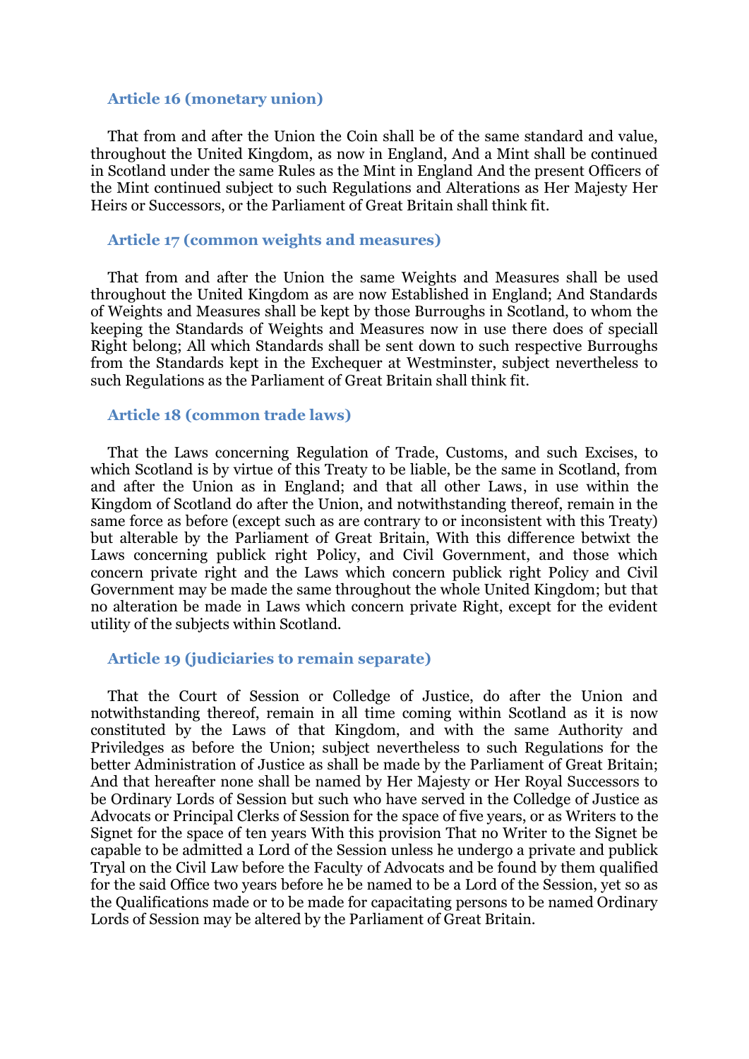### Article 16 (monetary union)

That from and after the Union the Coin shall be of the same standard and value, throughout the United Kingdom, as now in England, And a Mint shall be continued in Scotland under the same Rules as the Mint in England And the present Officers of the Mint continued subject to such Regulations and Alterations as Her Majesty Her Heirs or Successors, or the Parliament of Great Britain shall think fit.

### Article 17 (common weights and measures)

That from and after the Union the same Weights and Measures shall be used throughout the United Kingdom as are now Established in England; And Standards of Weights and Measures shall be kept by those Burroughs in Scotland, to whom the keeping the Standards of Weights and Measures now in use there does of speciall Right belong; All which Standards shall be sent down to such respective Burroughs from the Standards kept in the Exchequer at Westminster, subject nevertheless to such Regulations as the Parliament of Great Britain shall think fit.

### Article 18 (common trade laws)

That the Laws concerning Regulation of Trade, Customs, and such Excises, to which Scotland is by virtue of this Treaty to be liable, be the same in Scotland, from and after the Union as in England; and that all other Laws, in use within the Kingdom of Scotland do after the Union, and notwithstanding thereof, remain in the same force as before (except such as are contrary to or inconsistent with this Treaty) but alterable by the Parliament of Great Britain, With this difference betwixt the Laws concerning publick right Policy, and Civil Government, and those which concern private right and the Laws which concern publick right Policy and Civil Government may be made the same throughout the whole United Kingdom; but that no alteration be made in Laws which concern private Right, except for the evident utility of the subjects within Scotland.

### Article 19 (judiciaries to remain separate)

That the Court of Session or Colledge of Justice, do after the Union and notwithstanding thereof, remain in all time coming within Scotland as it is now constituted by the Laws of that Kingdom, and with the same Authority and Priviledges as before the Union; subject nevertheless to such Regulations for the better Administration of Justice as shall be made by the Parliament of Great Britain; And that hereafter none shall be named by Her Majesty or Her Royal Successors to be Ordinary Lords of Session but such who have served in the Colledge of Justice as Advocats or Principal Clerks of Session for the space of five years, or as Writers to the Signet for the space of ten years With this provision That no Writer to the Signet be capable to be admitted a Lord of the Session unless he undergo a private and publick Tryal on the Civil Law before the Faculty of Advocats and be found by them qualified for the said Office two years before he be named to be a Lord of the Session, yet so as the Qualifications made or to be made for capacitating persons to be named Ordinary Lords of Session may be altered by the Parliament of Great Britain.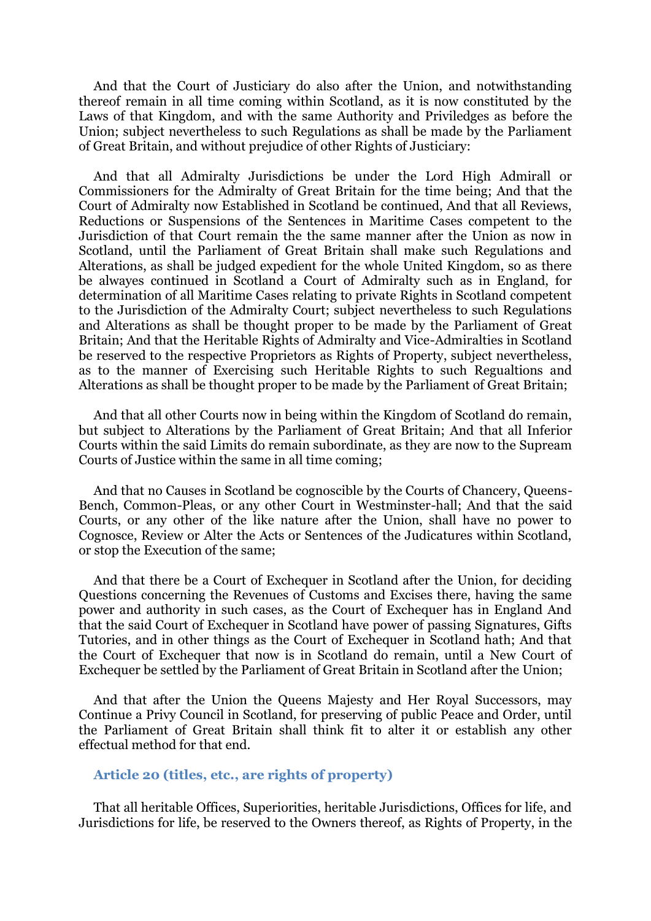And that the Court of Justiciary do also after the Union, and notwithstanding thereof remain in all time coming within Scotland, as it is now constituted by the Laws of that Kingdom, and with the same Authority and Priviledges as before the Union; subject nevertheless to such Regulations as shall be made by the Parliament of Great Britain, and without prejudice of other Rights of Justiciary:

And that all Admiralty Jurisdictions be under the Lord High Admirall or Commissioners for the Admiralty of Great Britain for the time being; And that the Court of Admiralty now Established in Scotland be continued, And that all Reviews, Reductions or Suspensions of the Sentences in Maritime Cases competent to the Jurisdiction of that Court remain the the same manner after the Union as now in Scotland, until the Parliament of Great Britain shall make such Regulations and Alterations, as shall be judged expedient for the whole United Kingdom, so as there be alwayes continued in Scotland a Court of Admiralty such as in England, for determination of all Maritime Cases relating to private Rights in Scotland competent to the Jurisdiction of the Admiralty Court; subject nevertheless to such Regulations and Alterations as shall be thought proper to be made by the Parliament of Great Britain; And that the Heritable Rights of Admiralty and Vice-Admiralties in Scotland be reserved to the respective Proprietors as Rights of Property, subject nevertheless, as to the manner of Exercising such Heritable Rights to such Regualtions and Alterations as shall be thought proper to be made by the Parliament of Great Britain;

And that all other Courts now in being within the Kingdom of Scotland do remain, but subject to Alterations by the Parliament of Great Britain; And that all Inferior Courts within the said Limits do remain subordinate, as they are now to the Supream Courts of Justice within the same in all time coming;

And that no Causes in Scotland be cognoscible by the Courts of Chancery, Queens-Bench, Common-Pleas, or any other Court in Westminster-hall; And that the said Courts, or any other of the like nature after the Union, shall have no power to Cognosce, Review or Alter the Acts or Sentences of the Judicatures within Scotland, or stop the Execution of the same;

And that there be a Court of Exchequer in Scotland after the Union, for deciding Questions concerning the Revenues of Customs and Excises there, having the same power and authority in such cases, as the Court of Exchequer has in England And that the said Court of Exchequer in Scotland have power of passing Signatures, Gifts Tutories, and in other things as the Court of Exchequer in Scotland hath; And that the Court of Exchequer that now is in Scotland do remain, until a New Court of Exchequer be settled by the Parliament of Great Britain in Scotland after the Union;

And that after the Union the Queens Majesty and Her Royal Successors, may Continue a Privy Council in Scotland, for preserving of public Peace and Order, until the Parliament of Great Britain shall think fit to alter it or establish any other effectual method for that end.

### Article 20 (titles, etc., are rights of property)

That all heritable Offices, Superiorities, heritable Jurisdictions, Offices for life, and Jurisdictions for life, be reserved to the Owners thereof, as Rights of Property, in the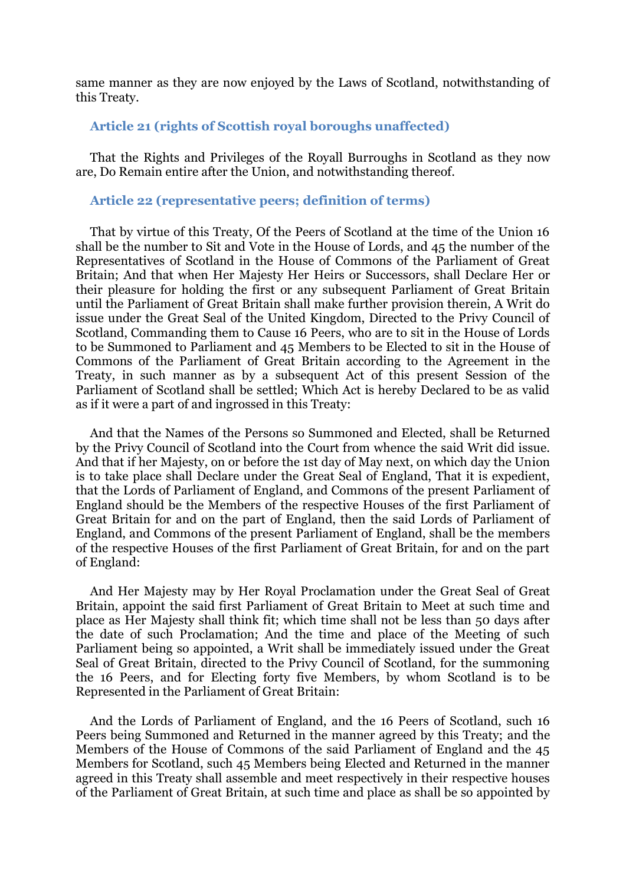same manner as they are now enjoyed by the Laws of Scotland, notwithstanding of this Treaty.

### Article 21 (rights of Scottish royal boroughs unaffected)

That the Rights and Privileges of the Royall Burroughs in Scotland as they now are, Do Remain entire after the Union, and notwithstanding thereof.

### Article 22 (representative peers; definition of terms)

That by virtue of this Treaty, Of the Peers of Scotland at the time of the Union 16 shall be the number to Sit and Vote in the House of Lords, and 45 the number of the Representatives of Scotland in the House of Commons of the Parliament of Great Britain; And that when Her Majesty Her Heirs or Successors, shall Declare Her or their pleasure for holding the first or any subsequent Parliament of Great Britain until the Parliament of Great Britain shall make further provision therein, A Writ do issue under the Great Seal of the United Kingdom, Directed to the Privy Council of Scotland, Commanding them to Cause 16 Peers, who are to sit in the House of Lords to be Summoned to Parliament and 45 Members to be Elected to sit in the House of Commons of the Parliament of Great Britain according to the Agreement in the Treaty, in such manner as by a subsequent Act of this present Session of the Parliament of Scotland shall be settled; Which Act is hereby Declared to be as valid as if it were a part of and ingrossed in this Treaty:

And that the Names of the Persons so Summoned and Elected, shall be Returned by the Privy Council of Scotland into the Court from whence the said Writ did issue. And that if her Majesty, on or before the 1st day of May next, on which day the Union is to take place shall Declare under the Great Seal of England, That it is expedient, that the Lords of Parliament of England, and Commons of the present Parliament of England should be the Members of the respective Houses of the first Parliament of Great Britain for and on the part of England, then the said Lords of Parliament of England, and Commons of the present Parliament of England, shall be the members of the respective Houses of the first Parliament of Great Britain, for and on the part of England:

And Her Majesty may by Her Royal Proclamation under the Great Seal of Great Britain, appoint the said first Parliament of Great Britain to Meet at such time and place as Her Majesty shall think fit; which time shall not be less than 50 days after the date of such Proclamation; And the time and place of the Meeting of such Parliament being so appointed, a Writ shall be immediately issued under the Great Seal of Great Britain, directed to the Privy Council of Scotland, for the summoning the 16 Peers, and for Electing forty five Members, by whom Scotland is to be Represented in the Parliament of Great Britain:

And the Lords of Parliament of England, and the 16 Peers of Scotland, such 16 Peers being Summoned and Returned in the manner agreed by this Treaty; and the Members of the House of Commons of the said Parliament of England and the 45 Members for Scotland, such 45 Members being Elected and Returned in the manner agreed in this Treaty shall assemble and meet respectively in their respective houses of the Parliament of Great Britain, at such time and place as shall be so appointed by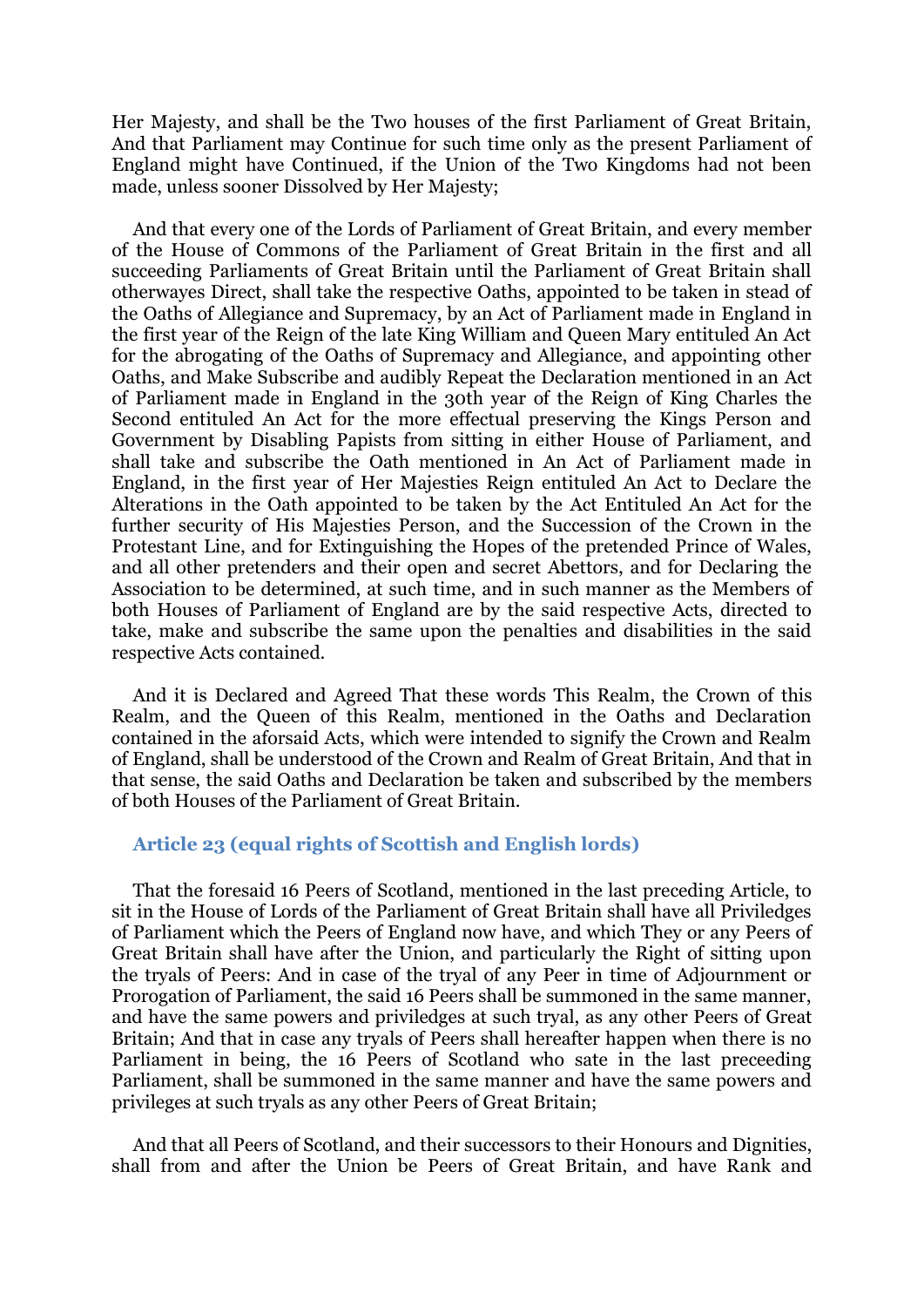Her Majesty, and shall be the Two houses of the first Parliament of Great Britain, And that Parliament may Continue for such time only as the present Parliament of England might have Continued, if the Union of the Two Kingdoms had not been made, unless sooner Dissolved by Her Majesty;

And that every one of the Lords of Parliament of Great Britain, and every member of the House of Commons of the Parliament of Great Britain in the first and all succeeding Parliaments of Great Britain until the Parliament of Great Britain shall otherwayes Direct, shall take the respective Oaths, appointed to be taken in stead of the Oaths of Allegiance and Supremacy, by an Act of Parliament made in England in the first year of the Reign of the late King William and Queen Mary entituled An Act for the abrogating of the Oaths of Supremacy and Allegiance, and appointing other Oaths, and Make Subscribe and audibly Repeat the Declaration mentioned in an Act of Parliament made in England in the 30th year of the Reign of King Charles the Second entituled An Act for the more effectual preserving the Kings Person and Government by Disabling Papists from sitting in either House of Parliament, and shall take and subscribe the Oath mentioned in An Act of Parliament made in England, in the first year of Her Majesties Reign entituled An Act to Declare the Alterations in the Oath appointed to be taken by the Act Entituled An Act for the further security of His Majesties Person, and the Succession of the Crown in the Protestant Line, and for Extinguishing the Hopes of the pretended Prince of Wales, and all other pretenders and their open and secret Abettors, and for Declaring the Association to be determined, at such time, and in such manner as the Members of both Houses of Parliament of England are by the said respective Acts, directed to take, make and subscribe the same upon the penalties and disabilities in the said respective Acts contained.

And it is Declared and Agreed That these words This Realm, the Crown of this Realm, and the Queen of this Realm, mentioned in the Oaths and Declaration contained in the aforsaid Acts, which were intended to signify the Crown and Realm of England, shall be understood of the Crown and Realm of Great Britain, And that in that sense, the said Oaths and Declaration be taken and subscribed by the members of both Houses of the Parliament of Great Britain.

### Article 23 (equal rights of Scottish and English lords)

That the foresaid 16 Peers of Scotland, mentioned in the last preceding Article, to sit in the House of Lords of the Parliament of Great Britain shall have all Priviledges of Parliament which the Peers of England now have, and which They or any Peers of Great Britain shall have after the Union, and particularly the Right of sitting upon the tryals of Peers: And in case of the tryal of any Peer in time of Adjournment or Prorogation of Parliament, the said 16 Peers shall be summoned in the same manner, and have the same powers and priviledges at such tryal, as any other Peers of Great Britain; And that in case any tryals of Peers shall hereafter happen when there is no Parliament in being, the 16 Peers of Scotland who sate in the last preceeding Parliament, shall be summoned in the same manner and have the same powers and privileges at such tryals as any other Peers of Great Britain;

And that all Peers of Scotland, and their successors to their Honours and Dignities, shall from and after the Union be Peers of Great Britain, and have Rank and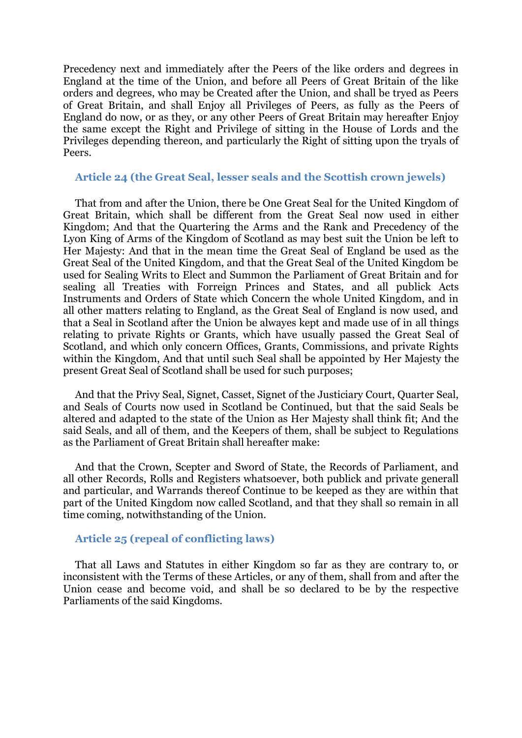Precedency next and immediately after the Peers of the like orders and degrees in England at the time of the Union, and before all Peers of Great Britain of the like orders and degrees, who may be Created after the Union, and shall be tryed as Peers of Great Britain, and shall Enjoy all Privileges of Peers, as fully as the Peers of England do now, or as they, or any other Peers of Great Britain may hereafter Enjoy the same except the Right and Privilege of sitting in the House of Lords and the Privileges depending thereon, and particularly the Right of sitting upon the tryals of Peers.

### Article 24 (the Great Seal, lesser seals and the Scottish crown jewels)

That from and after the Union, there be One Great Seal for the United Kingdom of Great Britain, which shall be different from the Great Seal now used in either Kingdom; And that the Quartering the Arms and the Rank and Precedency of the Lyon King of Arms of the Kingdom of Scotland as may best suit the Union be left to Her Majesty: And that in the mean time the Great Seal of England be used as the Great Seal of the United Kingdom, and that the Great Seal of the United Kingdom be used for Sealing Writs to Elect and Summon the Parliament of Great Britain and for sealing all Treaties with Forreign Princes and States, and all publick Acts Instruments and Orders of State which Concern the whole United Kingdom, and in all other matters relating to England, as the Great Seal of England is now used, and that a Seal in Scotland after the Union be alwayes kept and made use of in all things relating to private Rights or Grants, which have usually passed the Great Seal of Scotland, and which only concern Offices, Grants, Commissions, and private Rights within the Kingdom, And that until such Seal shall be appointed by Her Majesty the present Great Seal of Scotland shall be used for such purposes;

And that the Privy Seal, Signet, Casset, Signet of the Justiciary Court, Quarter Seal, and Seals of Courts now used in Scotland be Continued, but that the said Seals be altered and adapted to the state of the Union as Her Majesty shall think fit; And the said Seals, and all of them, and the Keepers of them, shall be subject to Regulations as the Parliament of Great Britain shall hereafter make:

And that the Crown, Scepter and Sword of State, the Records of Parliament, and all other Records, Rolls and Registers whatsoever, both publick and private generall and particular, and Warrands thereof Continue to be keeped as they are within that part of the United Kingdom now called Scotland, and that they shall so remain in all time coming, notwithstanding of the Union.

### Article 25 (repeal of conflicting laws)

That all Laws and Statutes in either Kingdom so far as they are contrary to, or inconsistent with the Terms of these Articles, or any of them, shall from and after the Union cease and become void, and shall be so declared to be by the respective Parliaments of the said Kingdoms.